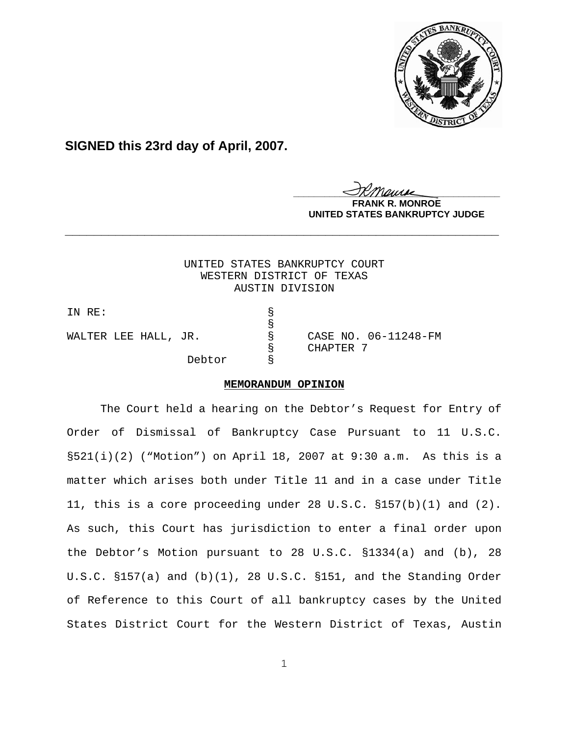**SIGNED this 23rd day of April, 2007.**

**FRANK R. MONROE**
**UNITED STATES BANKRUPTCY JUDGE**

---

UNITED STATES BANKRUPTCY COURT
WESTERN DISTRICT OF TEXAS
AUSTIN DIVISION

| | | |
|---|---|---|
| IN RE: | § | |
| | § | |
| WALTER LEE HALL, JR. | § | CASE NO. 06-11248-FM |
| | § | CHAPTER 7 |
| Debtor | § | |

**MEMORANDUM OPINION**

The Court held a hearing on the Debtor's Request for Entry of Order of Dismissal of Bankruptcy Case Pursuant to 11 U.S.C. §521(i)(2) ("Motion") on April 18, 2007 at 9:30 a.m. As this is a matter which arises both under Title 11 and in a case under Title 11, this is a core proceeding under 28 U.S.C. §157(b)(1) and (2). As such, this Court has jurisdiction to enter a final order upon the Debtor's Motion pursuant to 28 U.S.C. §1334(a) and (b), 28 U.S.C. §157(a) and (b)(1), 28 U.S.C. §151, and the Standing Order of Reference to this Court of all bankruptcy cases by the United States District Court for the Western District of Texas, Austin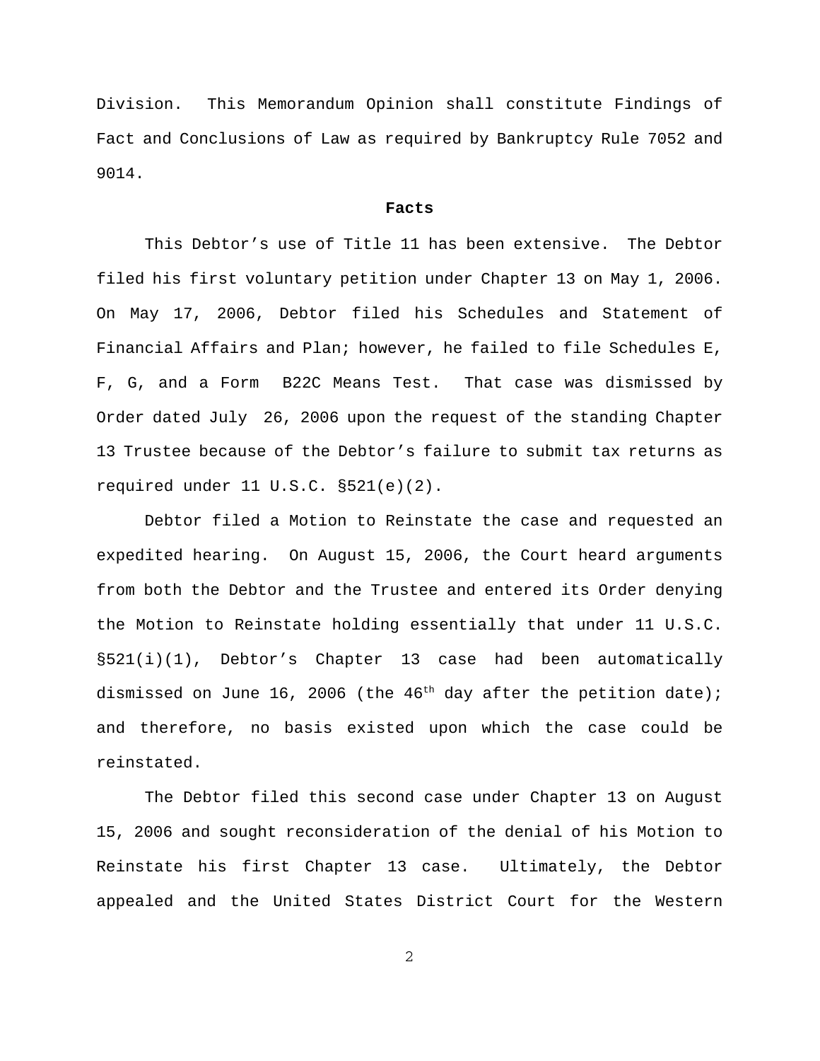Division. This Memorandum Opinion shall constitute Findings of Fact and Conclusions of Law as required by Bankruptcy Rule 7052 and 9014.

**Facts**

This Debtor's use of Title 11 has been extensive. The Debtor filed his first voluntary petition under Chapter 13 on May 1, 2006. On May 17, 2006, Debtor filed his Schedules and Statement of Financial Affairs and Plan; however, he failed to file Schedules E, F, G, and a Form B22C Means Test. That case was dismissed by Order dated July 26, 2006 upon the request of the standing Chapter 13 Trustee because of the Debtor's failure to submit tax returns as required under 11 U.S.C. §521(e)(2).

Debtor filed a Motion to Reinstate the case and requested an expedited hearing. On August 15, 2006, the Court heard arguments from both the Debtor and the Trustee and entered its Order denying the Motion to Reinstate holding essentially that under 11 U.S.C. §521(i)(1), Debtor's Chapter 13 case had been automatically dismissed on June 16, 2006 (the 46th day after the petition date); and therefore, no basis existed upon which the case could be reinstated.

The Debtor filed this second case under Chapter 13 on August 15, 2006 and sought reconsideration of the denial of his Motion to Reinstate his first Chapter 13 case. Ultimately, the Debtor appealed and the United States District Court for the Western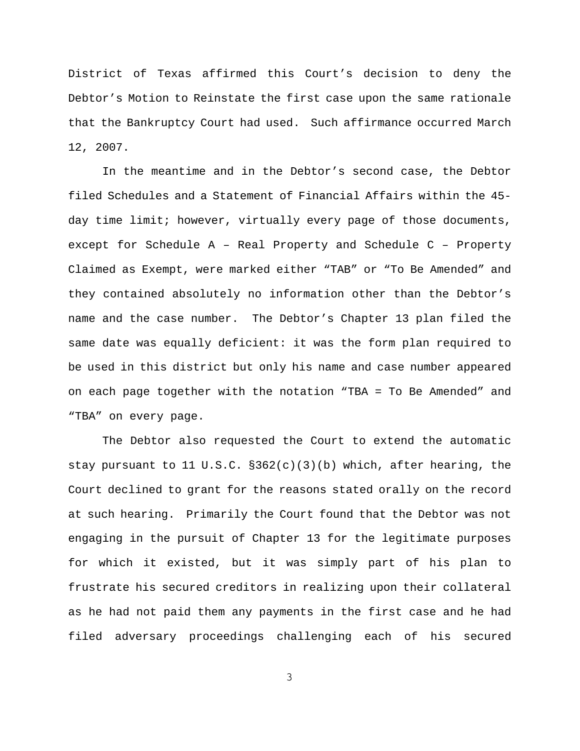District of Texas affirmed this Court's decision to deny the Debtor's Motion to Reinstate the first case upon the same rationale that the Bankruptcy Court had used. Such affirmance occurred March 12, 2007.

In the meantime and in the Debtor's second case, the Debtor filed Schedules and a Statement of Financial Affairs within the 45-day time limit; however, virtually every page of those documents, except for Schedule A – Real Property and Schedule C – Property Claimed as Exempt, were marked either "TAB" or "To Be Amended" and they contained absolutely no information other than the Debtor's name and the case number. The Debtor's Chapter 13 plan filed the same date was equally deficient: it was the form plan required to be used in this district but only his name and case number appeared on each page together with the notation "TBA = To Be Amended" and "TBA" on every page.

The Debtor also requested the Court to extend the automatic stay pursuant to 11 U.S.C. §362(c)(3)(b) which, after hearing, the Court declined to grant for the reasons stated orally on the record at such hearing. Primarily the Court found that the Debtor was not engaging in the pursuit of Chapter 13 for the legitimate purposes for which it existed, but it was simply part of his plan to frustrate his secured creditors in realizing upon their collateral as he had not paid them any payments in the first case and he had filed adversary proceedings challenging each of his secured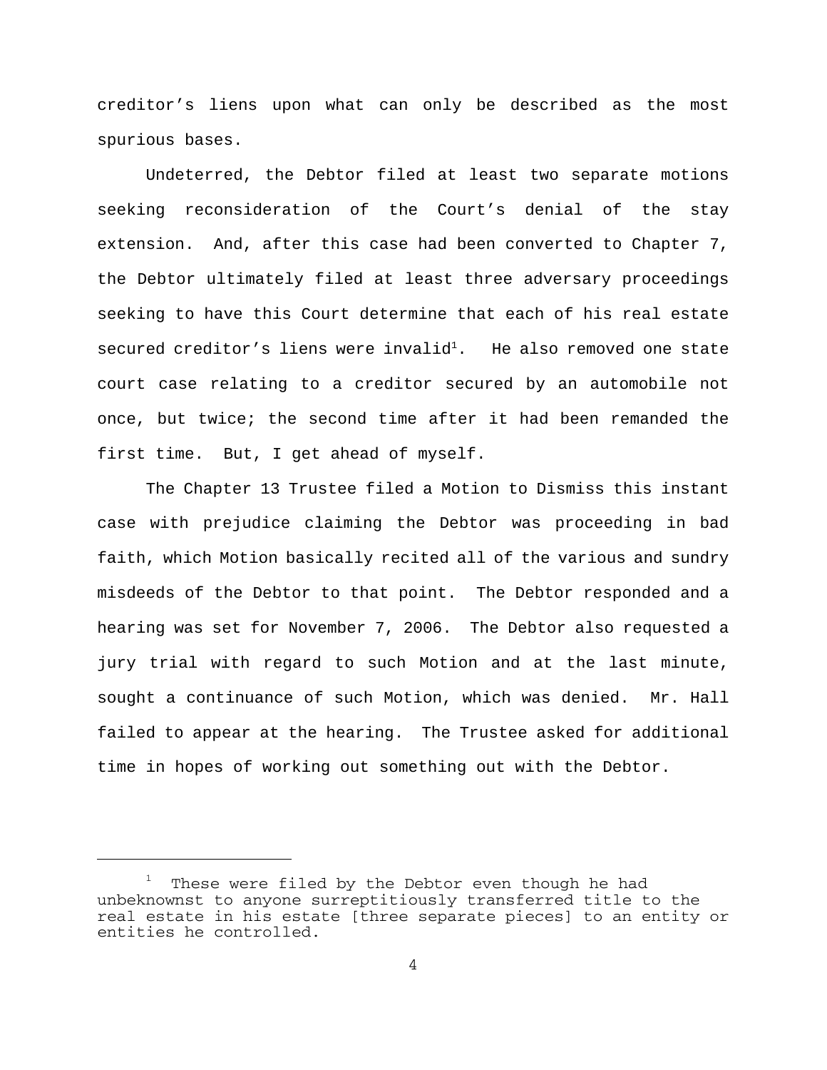creditor's liens upon what can only be described as the most spurious bases.

Undeterred, the Debtor filed at least two separate motions seeking reconsideration of the Court's denial of the stay extension. And, after this case had been converted to Chapter 7, the Debtor ultimately filed at least three adversary proceedings seeking to have this Court determine that each of his real estate secured creditor's liens were invalid[1]. He also removed one state court case relating to a creditor secured by an automobile not once, but twice; the second time after it had been remanded the first time. But, I get ahead of myself.

The Chapter 13 Trustee filed a Motion to Dismiss this instant case with prejudice claiming the Debtor was proceeding in bad faith, which Motion basically recited all of the various and sundry misdeeds of the Debtor to that point. The Debtor responded and a hearing was set for November 7, 2006. The Debtor also requested a jury trial with regard to such Motion and at the last minute, sought a continuance of such Motion, which was denied. Mr. Hall failed to appear at the hearing. The Trustee asked for additional time in hopes of working out something out with the Debtor.

---

[1] These were filed by the Debtor even though he had unbeknownst to anyone surreptitiously transferred title to the real estate in his estate [three separate pieces] to an entity or entities he controlled.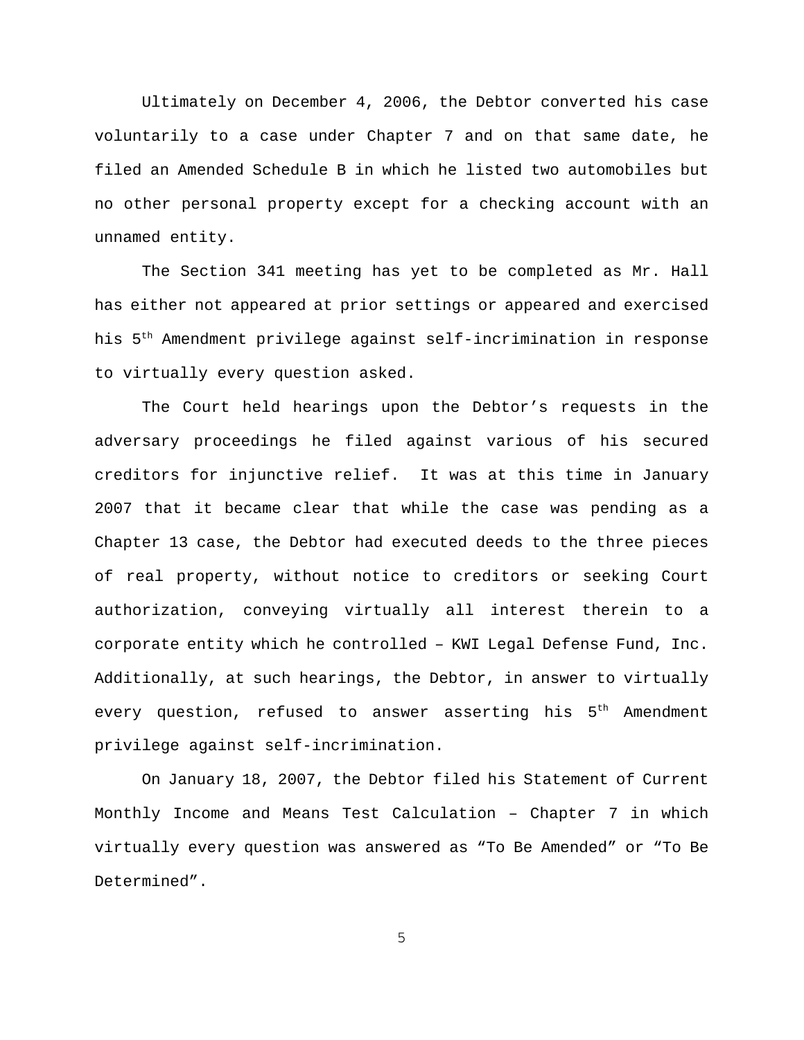Ultimately on December 4, 2006, the Debtor converted his case voluntarily to a case under Chapter 7 and on that same date, he filed an Amended Schedule B in which he listed two automobiles but no other personal property except for a checking account with an unnamed entity.

The Section 341 meeting has yet to be completed as Mr. Hall has either not appeared at prior settings or appeared and exercised his 5th Amendment privilege against self-incrimination in response to virtually every question asked.

The Court held hearings upon the Debtor's requests in the adversary proceedings he filed against various of his secured creditors for injunctive relief. It was at this time in January 2007 that it became clear that while the case was pending as a Chapter 13 case, the Debtor had executed deeds to the three pieces of real property, without notice to creditors or seeking Court authorization, conveying virtually all interest therein to a corporate entity which he controlled – KWI Legal Defense Fund, Inc. Additionally, at such hearings, the Debtor, in answer to virtually every question, refused to answer asserting his 5th Amendment privilege against self-incrimination.

On January 18, 2007, the Debtor filed his Statement of Current Monthly Income and Means Test Calculation – Chapter 7 in which virtually every question was answered as "To Be Amended" or "To Be Determined".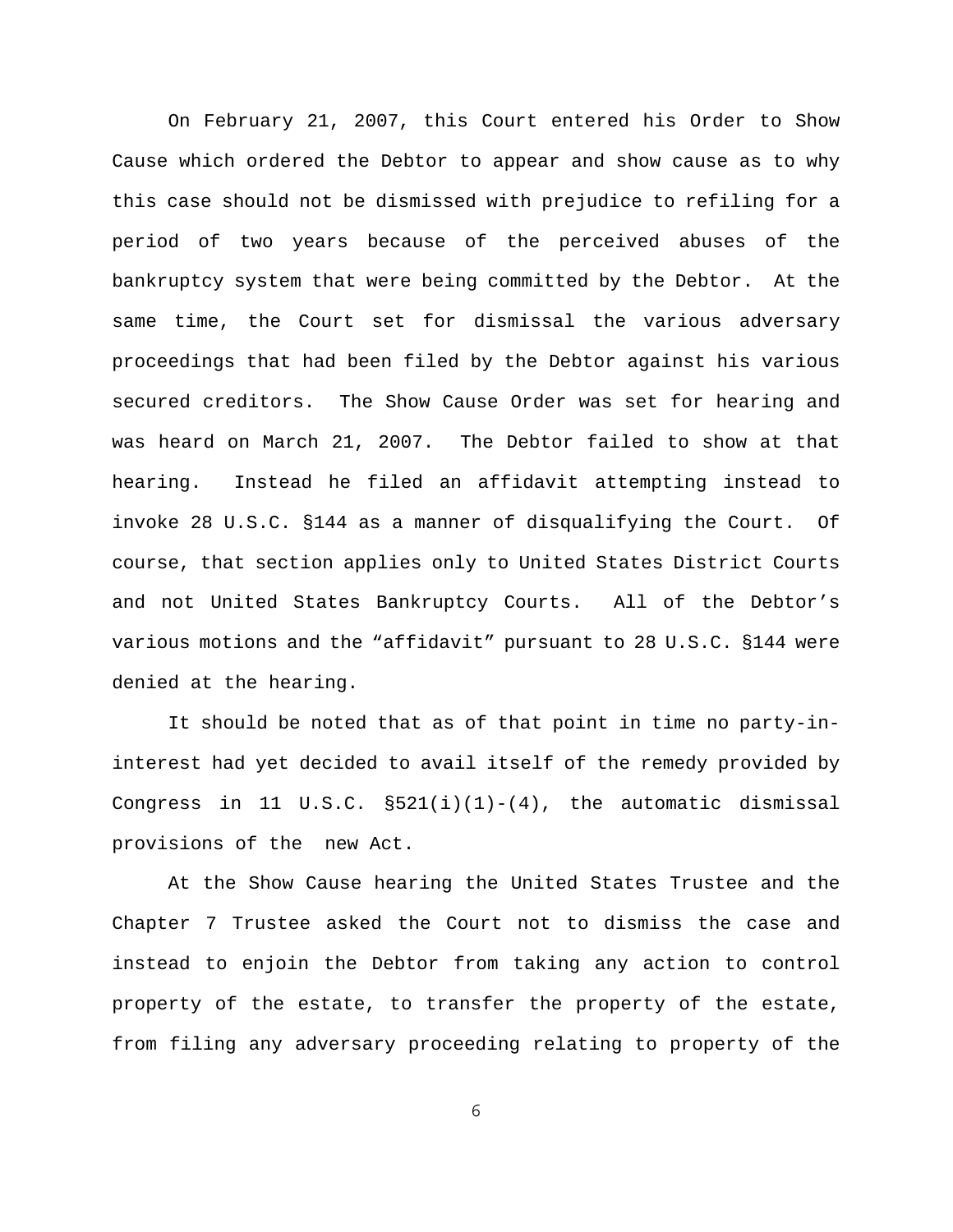On February 21, 2007, this Court entered his Order to Show Cause which ordered the Debtor to appear and show cause as to why this case should not be dismissed with prejudice to refiling for a period of two years because of the perceived abuses of the bankruptcy system that were being committed by the Debtor. At the same time, the Court set for dismissal the various adversary proceedings that had been filed by the Debtor against his various secured creditors. The Show Cause Order was set for hearing and was heard on March 21, 2007. The Debtor failed to show at that hearing. Instead he filed an affidavit attempting instead to invoke 28 U.S.C. §144 as a manner of disqualifying the Court. Of course, that section applies only to United States District Courts and not United States Bankruptcy Courts. All of the Debtor's various motions and the "affidavit" pursuant to 28 U.S.C. §144 were denied at the hearing.

It should be noted that as of that point in time no party-in-interest had yet decided to avail itself of the remedy provided by Congress in 11 U.S.C. §521(i)(1)-(4), the automatic dismissal provisions of the new Act.

At the Show Cause hearing the United States Trustee and the Chapter 7 Trustee asked the Court not to dismiss the case and instead to enjoin the Debtor from taking any action to control property of the estate, to transfer the property of the estate, from filing any adversary proceeding relating to property of the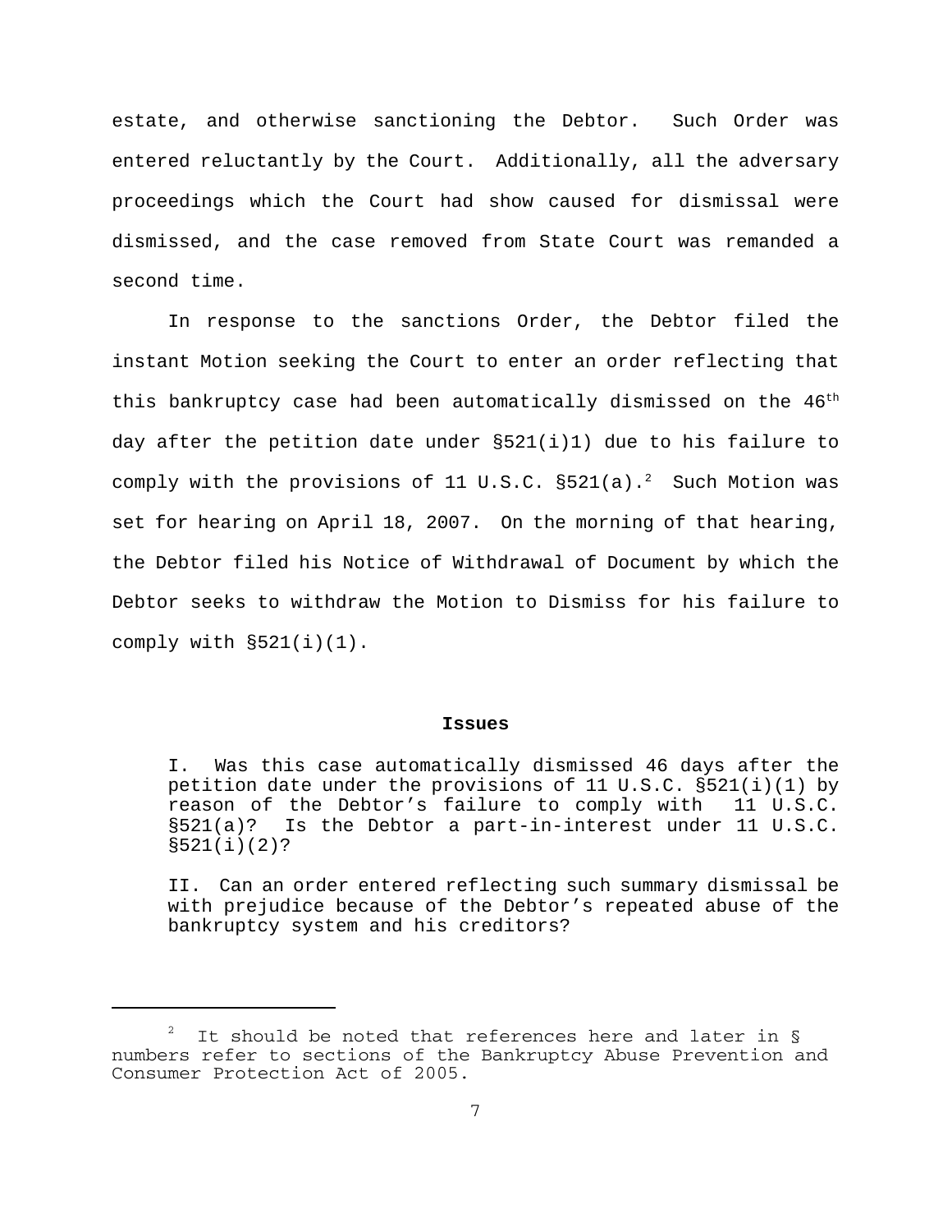estate, and otherwise sanctioning the Debtor. Such Order was entered reluctantly by the Court. Additionally, all the adversary proceedings which the Court had show caused for dismissal were dismissed, and the case removed from State Court was remanded a second time.

In response to the sanctions Order, the Debtor filed the instant Motion seeking the Court to enter an order reflecting that this bankruptcy case had been automatically dismissed on the 46th day after the petition date under §521(i)1) due to his failure to comply with the provisions of 11 U.S.C. §521(a).[2] Such Motion was set for hearing on April 18, 2007. On the morning of that hearing, the Debtor filed his Notice of Withdrawal of Document by which the Debtor seeks to withdraw the Motion to Dismiss for his failure to comply with §521(i)(1).

**Issues**

I. Was this case automatically dismissed 46 days after the petition date under the provisions of 11 U.S.C. §521(i)(1) by reason of the Debtor's failure to comply with 11 U.S.C. §521(a)? Is the Debtor a part-in-interest under 11 U.S.C. §521(i)(2)?

II. Can an order entered reflecting such summary dismissal be with prejudice because of the Debtor's repeated abuse of the bankruptcy system and his creditors?

---

[2] It should be noted that references here and later in § numbers refer to sections of the Bankruptcy Abuse Prevention and Consumer Protection Act of 2005.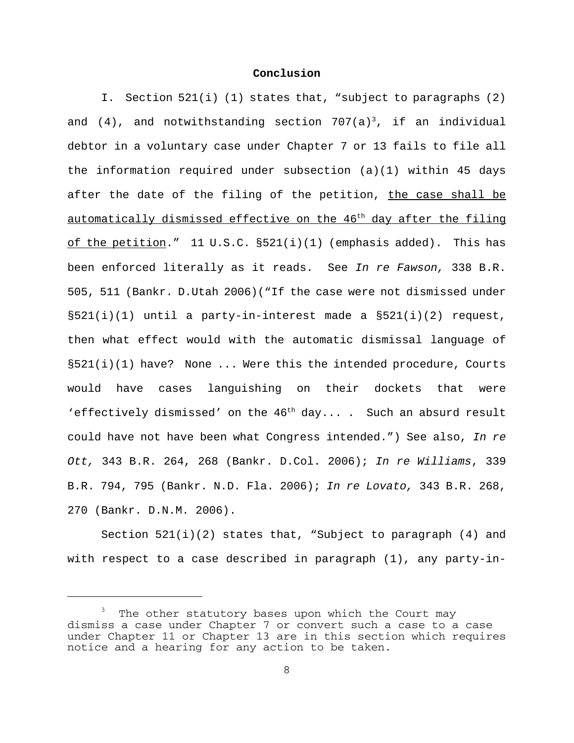**Conclusion**

I. Section 521(i) (1) states that, "subject to paragraphs (2) and (4), and notwithstanding section 707(a)[3], if an individual debtor in a voluntary case under Chapter 7 or 13 fails to file all the information required under subsection (a)(1) within 45 days after the date of the filing of the petition, <u>the case shall be automatically dismissed effective on the 46th day after the filing of the petition</u>." 11 U.S.C. §521(i)(1) (emphasis added). This has been enforced literally as it reads. See *In re Fawson,* 338 B.R. 505, 511 (Bankr. D.Utah 2006)("If the case were not dismissed under §521(i)(1) until a party-in-interest made a §521(i)(2) request, then what effect would with the automatic dismissal language of §521(i)(1) have? None ... Were this the intended procedure, Courts would have cases languishing on their dockets that were 'effectively dismissed' on the 46th day... . Such an absurd result could have not have been what Congress intended.") See also, *In re Ott,* 343 B.R. 264, 268 (Bankr. D.Col. 2006); *In re Williams*, 339 B.R. 794, 795 (Bankr. N.D. Fla. 2006); *In re Lovato,* 343 B.R. 268, 270 (Bankr. D.N.M. 2006).

Section 521(i)(2) states that, "Subject to paragraph (4) and with respect to a case described in paragraph (1), any party-in-

[3] The other statutory bases upon which the Court may dismiss a case under Chapter 7 or convert such a case to a case under Chapter 11 or Chapter 13 are in this section which requires notice and a hearing for any action to be taken.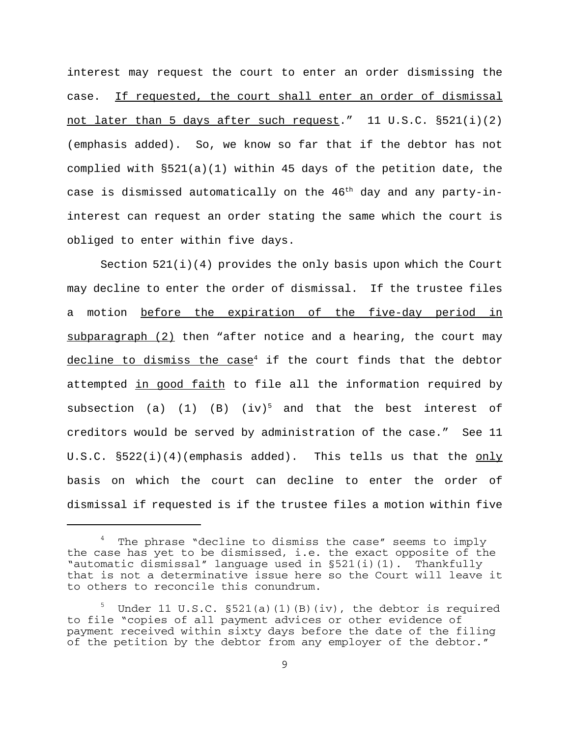interest may request the court to enter an order dismissing the case. <u>If requested, the court shall enter an order of dismissal not later than 5 days after such request</u>." 11 U.S.C. §521(i)(2) (emphasis added). So, we know so far that if the debtor has not complied with §521(a)(1) within 45 days of the petition date, the case is dismissed automatically on the 46th day and any party-in-interest can request an order stating the same which the court is obliged to enter within five days.

Section 521(i)(4) provides the only basis upon which the Court may decline to enter the order of dismissal. If the trustee files a motion <u>before the expiration of the five-day period in subparagraph (2)</u> then "after notice and a hearing, the court may <u>decline to dismiss the case</u>[4] if the court finds that the debtor attempted <u>in good faith</u> to file all the information required by subsection (a) (1) (B) (iv)[5] and that the best interest of creditors would be served by administration of the case." See 11 U.S.C. §522(i)(4)(emphasis added). This tells us that the <u>only</u> basis on which the court can decline to enter the order of dismissal if requested is if the trustee files a motion within five

---

[4] The phrase "decline to dismiss the case" seems to imply the case has yet to be dismissed, i.e. the exact opposite of the "automatic dismissal" language used in §521(i)(1). Thankfully that is not a determinative issue here so the Court will leave it to others to reconcile this conundrum.

[5] Under 11 U.S.C. §521(a)(1)(B)(iv), the debtor is required to file "copies of all payment advices or other evidence of payment received within sixty days before the date of the filing of the petition by the debtor from any employer of the debtor."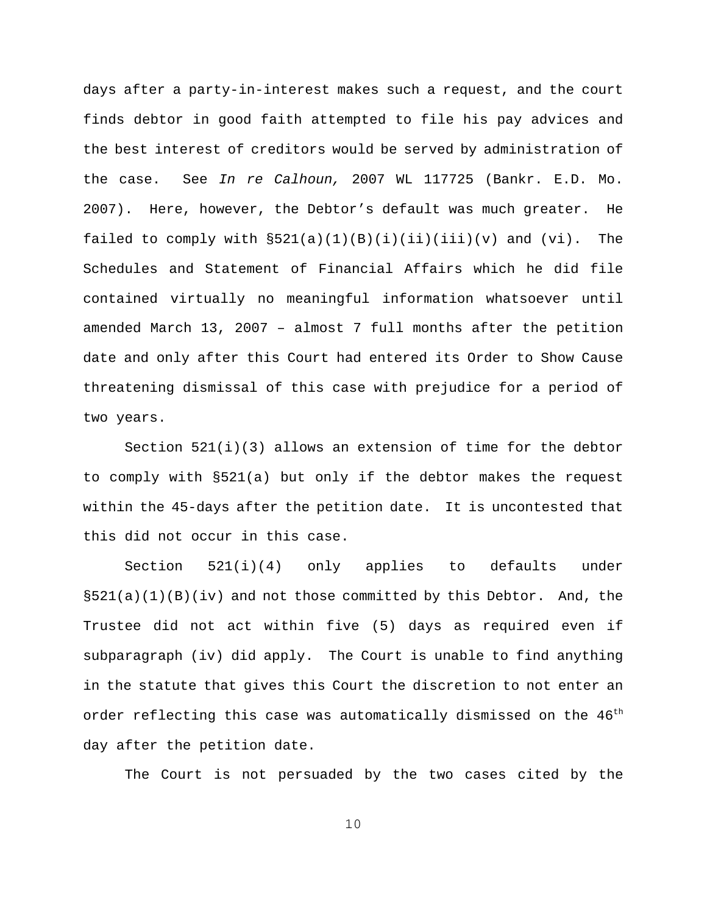days after a party-in-interest makes such a request, and the court finds debtor in good faith attempted to file his pay advices and the best interest of creditors would be served by administration of the case. See *In re Calhoun,* 2007 WL 117725 (Bankr. E.D. Mo. 2007). Here, however, the Debtor's default was much greater. He failed to comply with §521(a)(1)(B)(i)(ii)(iii)(v) and (vi). The Schedules and Statement of Financial Affairs which he did file contained virtually no meaningful information whatsoever until amended March 13, 2007 – almost 7 full months after the petition date and only after this Court had entered its Order to Show Cause threatening dismissal of this case with prejudice for a period of two years.

Section 521(i)(3) allows an extension of time for the debtor to comply with §521(a) but only if the debtor makes the request within the 45-days after the petition date. It is uncontested that this did not occur in this case.

Section 521(i)(4) only applies to defaults under §521(a)(1)(B)(iv) and not those committed by this Debtor. And, the Trustee did not act within five (5) days as required even if subparagraph (iv) did apply. The Court is unable to find anything in the statute that gives this Court the discretion to not enter an order reflecting this case was automatically dismissed on the 46th day after the petition date.

The Court is not persuaded by the two cases cited by the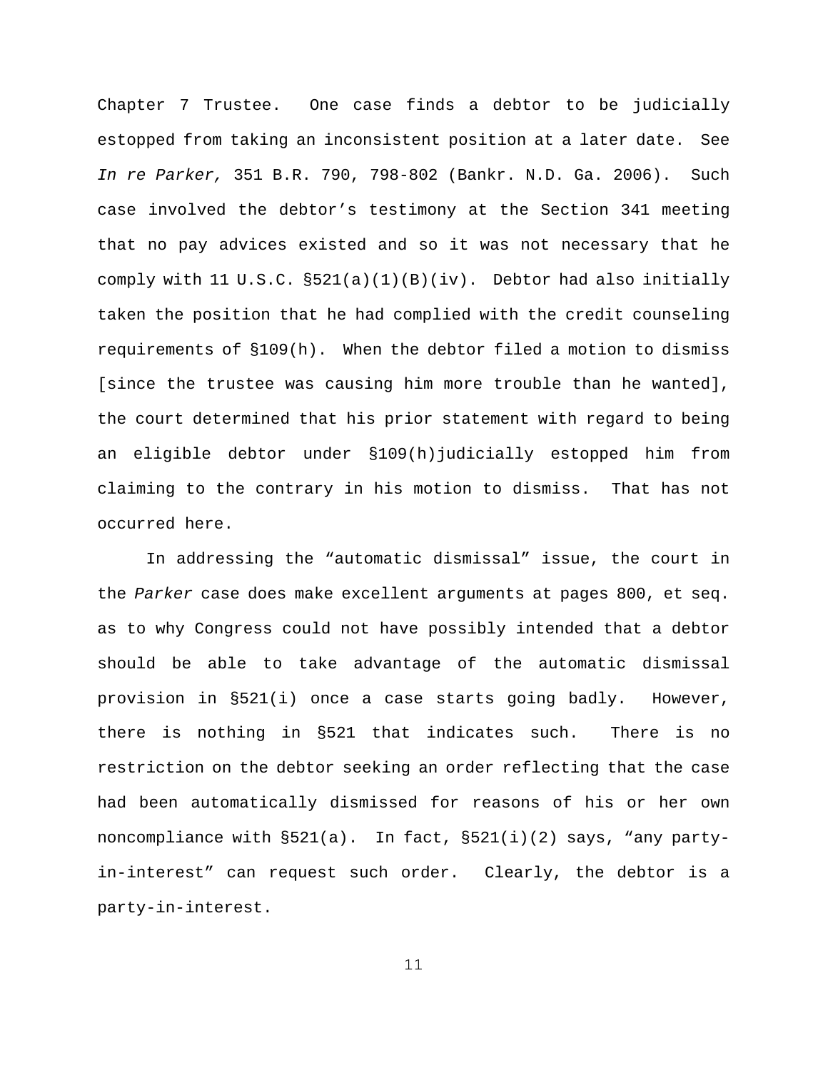Chapter 7 Trustee. One case finds a debtor to be judicially estopped from taking an inconsistent position at a later date. See *In re Parker,* 351 B.R. 790, 798-802 (Bankr. N.D. Ga. 2006). Such case involved the debtor's testimony at the Section 341 meeting that no pay advices existed and so it was not necessary that he comply with 11 U.S.C. §521(a)(1)(B)(iv). Debtor had also initially taken the position that he had complied with the credit counseling requirements of §109(h). When the debtor filed a motion to dismiss [since the trustee was causing him more trouble than he wanted], the court determined that his prior statement with regard to being an eligible debtor under §109(h)judicially estopped him from claiming to the contrary in his motion to dismiss. That has not occurred here.

In addressing the "automatic dismissal" issue, the court in the *Parker* case does make excellent arguments at pages 800, et seq. as to why Congress could not have possibly intended that a debtor should be able to take advantage of the automatic dismissal provision in §521(i) once a case starts going badly. However, there is nothing in §521 that indicates such. There is no restriction on the debtor seeking an order reflecting that the case had been automatically dismissed for reasons of his or her own noncompliance with §521(a). In fact, §521(i)(2) says, "any party-in-interest" can request such order. Clearly, the debtor is a party-in-interest.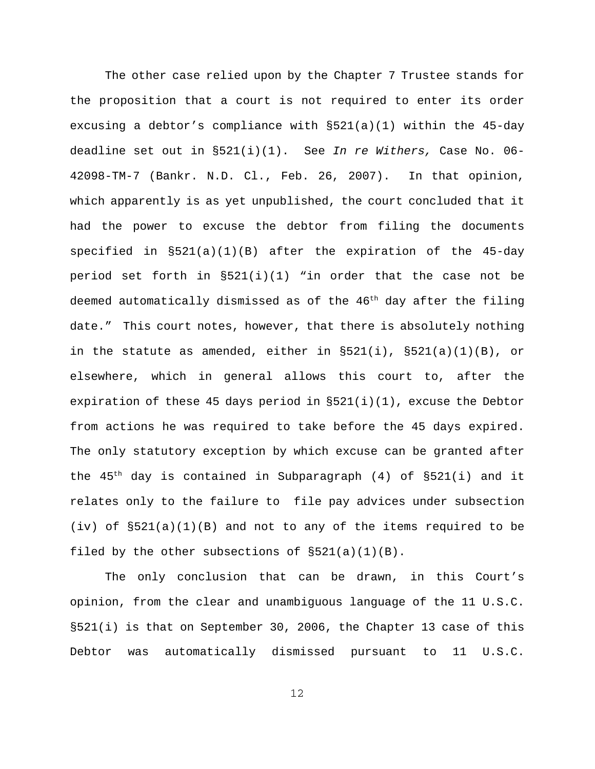The other case relied upon by the Chapter 7 Trustee stands for the proposition that a court is not required to enter its order excusing a debtor's compliance with §521(a)(1) within the 45-day deadline set out in §521(i)(1). See *In re Withers,* Case No. 06-42098-TM-7 (Bankr. N.D. Cl., Feb. 26, 2007). In that opinion, which apparently is as yet unpublished, the court concluded that it had the power to excuse the debtor from filing the documents specified in §521(a)(1)(B) after the expiration of the 45-day period set forth in §521(i)(1) "in order that the case not be deemed automatically dismissed as of the 46th day after the filing date." This court notes, however, that there is absolutely nothing in the statute as amended, either in §521(i), §521(a)(1)(B), or elsewhere, which in general allows this court to, after the expiration of these 45 days period in §521(i)(1), excuse the Debtor from actions he was required to take before the 45 days expired. The only statutory exception by which excuse can be granted after the 45th day is contained in Subparagraph (4) of §521(i) and it relates only to the failure to file pay advices under subsection (iv) of §521(a)(1)(B) and not to any of the items required to be filed by the other subsections of §521(a)(1)(B).

The only conclusion that can be drawn, in this Court's opinion, from the clear and unambiguous language of the 11 U.S.C. §521(i) is that on September 30, 2006, the Chapter 13 case of this Debtor was automatically dismissed pursuant to 11 U.S.C.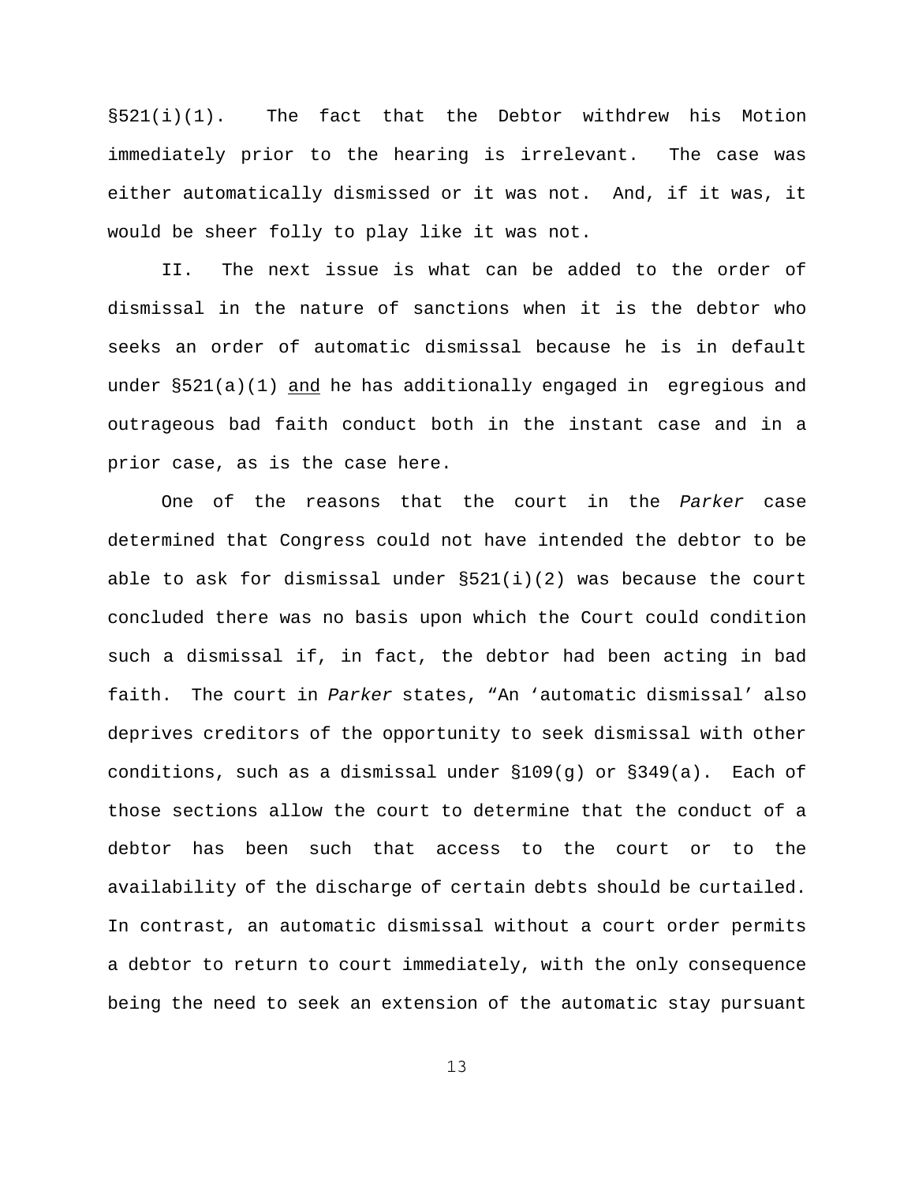§521(i)(1). The fact that the Debtor withdrew his Motion immediately prior to the hearing is irrelevant. The case was either automatically dismissed or it was not. And, if it was, it would be sheer folly to play like it was not.

II. The next issue is what can be added to the order of dismissal in the nature of sanctions when it is the debtor who seeks an order of automatic dismissal because he is in default under §521(a)(1) <u>and</u> he has additionally engaged in egregious and outrageous bad faith conduct both in the instant case and in a prior case, as is the case here.

One of the reasons that the court in the *Parker* case determined that Congress could not have intended the debtor to be able to ask for dismissal under §521(i)(2) was because the court concluded there was no basis upon which the Court could condition such a dismissal if, in fact, the debtor had been acting in bad faith. The court in *Parker* states, "An 'automatic dismissal' also deprives creditors of the opportunity to seek dismissal with other conditions, such as a dismissal under §109(g) or §349(a). Each of those sections allow the court to determine that the conduct of a debtor has been such that access to the court or to the availability of the discharge of certain debts should be curtailed. In contrast, an automatic dismissal without a court order permits a debtor to return to court immediately, with the only consequence being the need to seek an extension of the automatic stay pursuant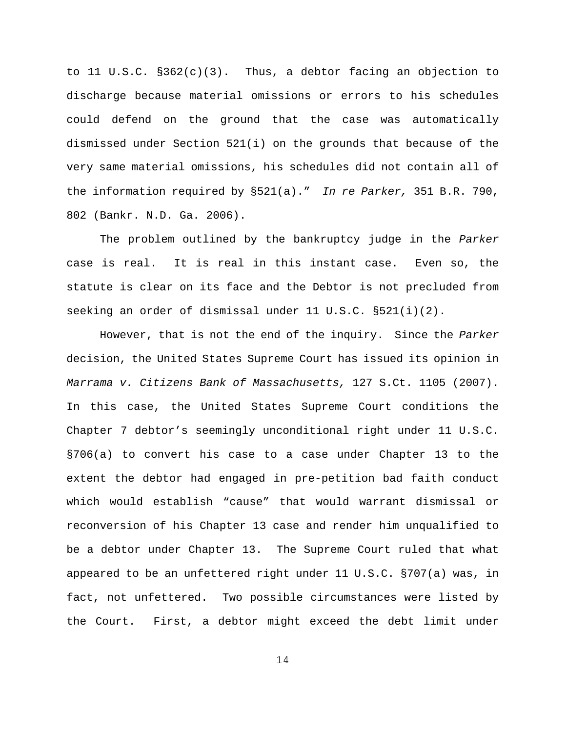to 11 U.S.C. §362(c)(3). Thus, a debtor facing an objection to discharge because material omissions or errors to his schedules could defend on the ground that the case was automatically dismissed under Section 521(i) on the grounds that because of the very same material omissions, his schedules did not contain all of the information required by §521(a)." *In re Parker,* 351 B.R. 790, 802 (Bankr. N.D. Ga. 2006).

The problem outlined by the bankruptcy judge in the *Parker* case is real. It is real in this instant case. Even so, the statute is clear on its face and the Debtor is not precluded from seeking an order of dismissal under 11 U.S.C. §521(i)(2).

However, that is not the end of the inquiry. Since the *Parker* decision, the United States Supreme Court has issued its opinion in *Marrama v. Citizens Bank of Massachusetts,* 127 S.Ct. 1105 (2007). In this case, the United States Supreme Court conditions the Chapter 7 debtor's seemingly unconditional right under 11 U.S.C. §706(a) to convert his case to a case under Chapter 13 to the extent the debtor had engaged in pre-petition bad faith conduct which would establish "cause" that would warrant dismissal or reconversion of his Chapter 13 case and render him unqualified to be a debtor under Chapter 13. The Supreme Court ruled that what appeared to be an unfettered right under 11 U.S.C. §707(a) was, in fact, not unfettered. Two possible circumstances were listed by the Court. First, a debtor might exceed the debt limit under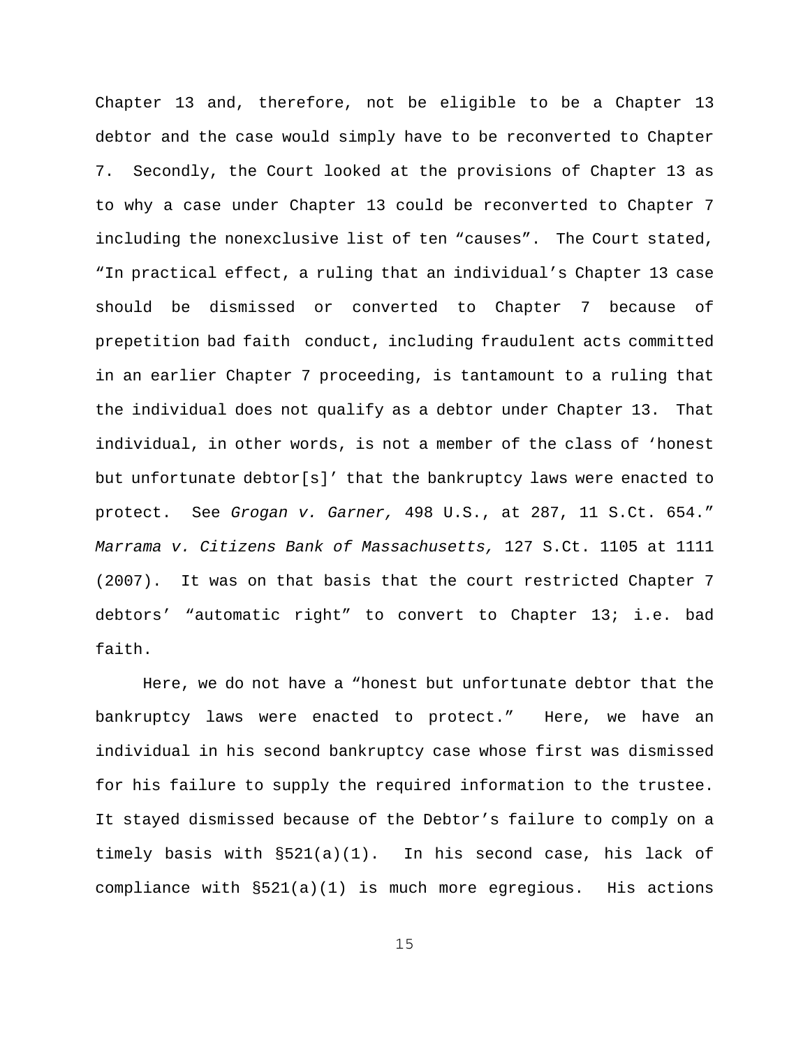Chapter 13 and, therefore, not be eligible to be a Chapter 13 debtor and the case would simply have to be reconverted to Chapter 7. Secondly, the Court looked at the provisions of Chapter 13 as to why a case under Chapter 13 could be reconverted to Chapter 7 including the nonexclusive list of ten "causes". The Court stated, "In practical effect, a ruling that an individual's Chapter 13 case should be dismissed or converted to Chapter 7 because of prepetition bad faith conduct, including fraudulent acts committed in an earlier Chapter 7 proceeding, is tantamount to a ruling that the individual does not qualify as a debtor under Chapter 13. That individual, in other words, is not a member of the class of 'honest but unfortunate debtor[s]' that the bankruptcy laws were enacted to protect. See *Grogan v. Garner,* 498 U.S., at 287, 11 S.Ct. 654." *Marrama v. Citizens Bank of Massachusetts,* 127 S.Ct. 1105 at 1111 (2007). It was on that basis that the court restricted Chapter 7 debtors' "automatic right" to convert to Chapter 13; i.e. bad faith.

Here, we do not have a "honest but unfortunate debtor that the bankruptcy laws were enacted to protect." Here, we have an individual in his second bankruptcy case whose first was dismissed for his failure to supply the required information to the trustee. It stayed dismissed because of the Debtor's failure to comply on a timely basis with §521(a)(1). In his second case, his lack of compliance with §521(a)(1) is much more egregious. His actions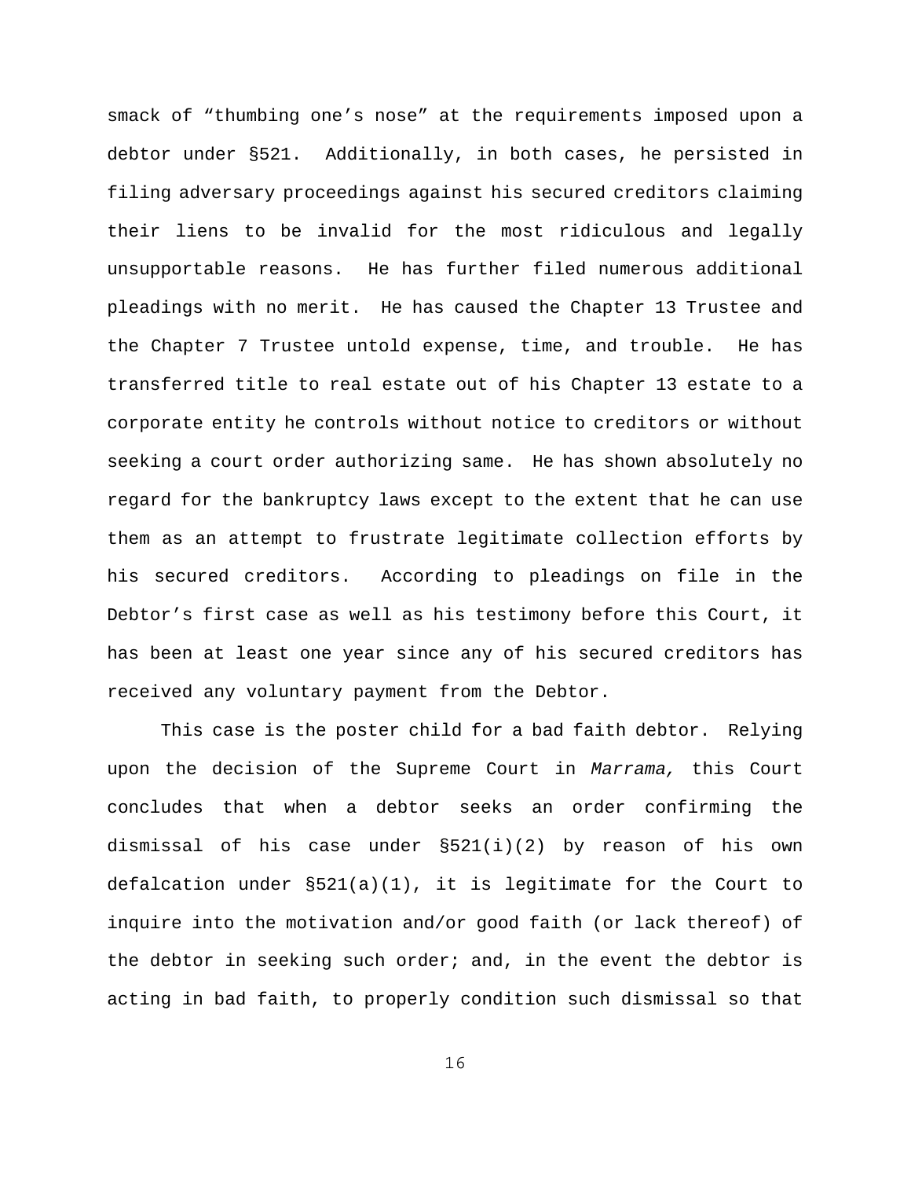smack of "thumbing one's nose" at the requirements imposed upon a debtor under §521. Additionally, in both cases, he persisted in filing adversary proceedings against his secured creditors claiming their liens to be invalid for the most ridiculous and legally unsupportable reasons. He has further filed numerous additional pleadings with no merit. He has caused the Chapter 13 Trustee and the Chapter 7 Trustee untold expense, time, and trouble. He has transferred title to real estate out of his Chapter 13 estate to a corporate entity he controls without notice to creditors or without seeking a court order authorizing same. He has shown absolutely no regard for the bankruptcy laws except to the extent that he can use them as an attempt to frustrate legitimate collection efforts by his secured creditors. According to pleadings on file in the Debtor's first case as well as his testimony before this Court, it has been at least one year since any of his secured creditors has received any voluntary payment from the Debtor.

This case is the poster child for a bad faith debtor. Relying upon the decision of the Supreme Court in *Marrama,* this Court concludes that when a debtor seeks an order confirming the dismissal of his case under §521(i)(2) by reason of his own defalcation under §521(a)(1), it is legitimate for the Court to inquire into the motivation and/or good faith (or lack thereof) of the debtor in seeking such order; and, in the event the debtor is acting in bad faith, to properly condition such dismissal so that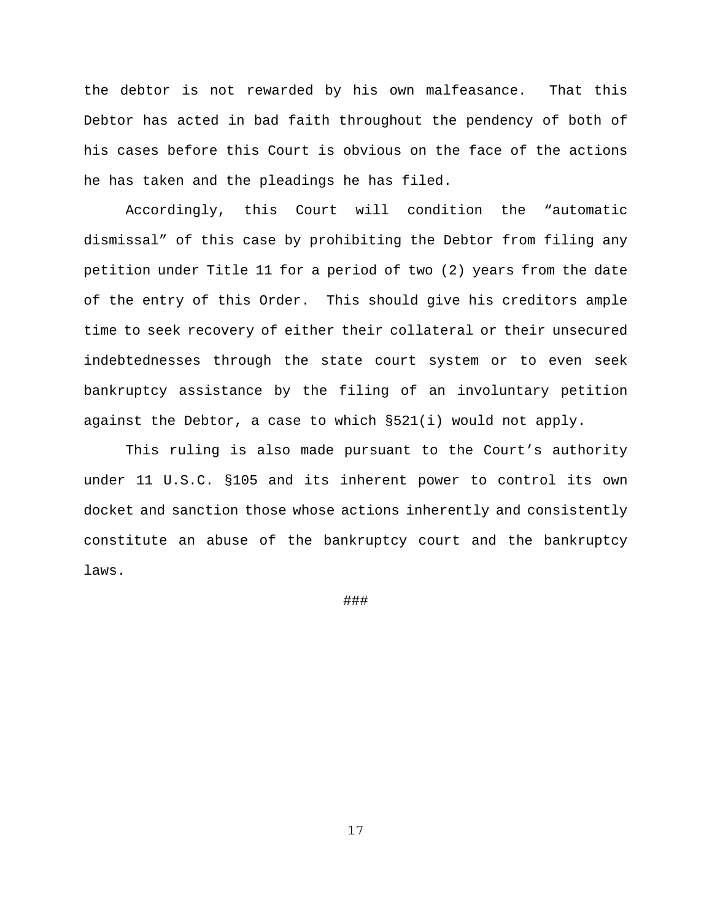the debtor is not rewarded by his own malfeasance. That this Debtor has acted in bad faith throughout the pendency of both of his cases before this Court is obvious on the face of the actions he has taken and the pleadings he has filed.

Accordingly, this Court will condition the “automatic dismissal” of this case by prohibiting the Debtor from filing any petition under Title 11 for a period of two (2) years from the date of the entry of this Order. This should give his creditors ample time to seek recovery of either their collateral or their unsecured indebtednesses through the state court system or to even seek bankruptcy assistance by the filing of an involuntary petition against the Debtor, a case to which §521(i) would not apply.

This ruling is also made pursuant to the Court’s authority under 11 U.S.C. §105 and its inherent power to control its own docket and sanction those whose actions inherently and consistently constitute an abuse of the bankruptcy court and the bankruptcy laws.

###